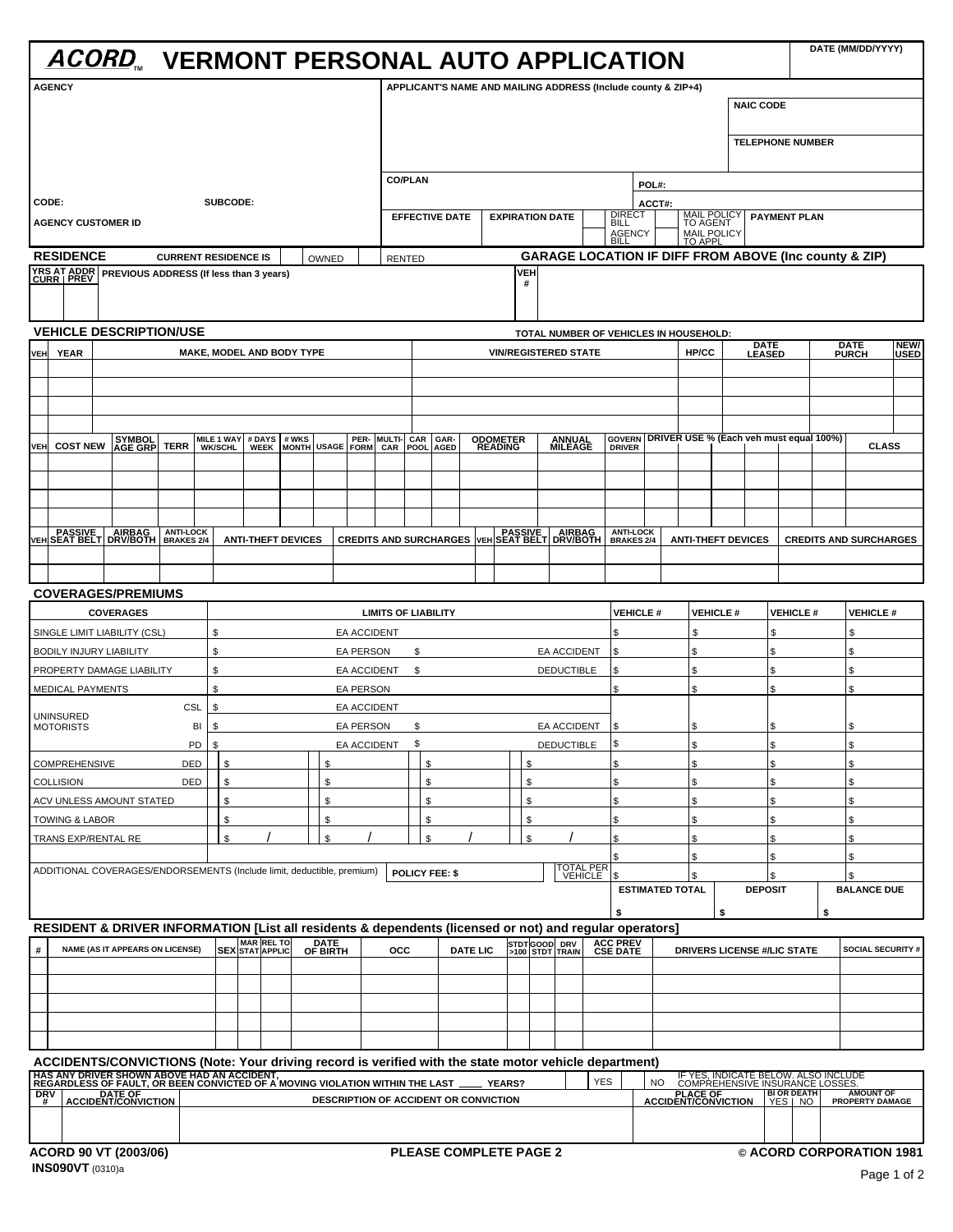# ACORD™ VERMONT PERSONAL AUTO APPLICATION

DATE (MM/DD/YYYY)

| AGENCY | APPLICANT'S NAME AND MAILING ADDRESS (Include county & ZIP+4) | |
|---|---|---|
| | | NAIC CODE |
| | | TELEPHONE NUMBER |
| | CO/PLAN | POL#: |
| CODE: SUBCODE: | | ACCT#: |
| AGENCY CUSTOMER ID | EFFECTIVE DATE / EXPIRATION DATE / DIRECT BILL / AGENCY BILL / MAIL POLICY TO AGENT / MAIL POLICY TO APPL | PAYMENT PLAN |

## RESIDENCE

CURRENT RESIDENCE IS [ ] OWNED [ ] RENTED

**GARAGE LOCATION IF DIFF FROM ABOVE (Inc county & ZIP)**

| YRS AT ADDR CURR | YRS AT ADDR PREV | PREVIOUS ADDRESS (If less than 3 years) | VEH # | GARAGE LOCATION |
|---|---|---|---|---|
| | | | | |

## VEHICLE DESCRIPTION/USE

TOTAL NUMBER OF VEHICLES IN HOUSEHOLD:

| VEH | YEAR | MAKE, MODEL AND BODY TYPE | VIN/REGISTERED STATE | HP/CC | DATE LEASED | DATE PURCH | NEW/USED |
|---|---|---|---|---|---|---|---|
| | | | | | | | |
| | | | | | | | |
| | | | | | | | |
| | | | | | | | |

| VEH | COST NEW | SYMBOL AGE GRP | TERR | MILE 1 WAY WK/SCHL | # DAYS WEEK | # WKS MONTH | USAGE | PER-FORM | MULTI-CAR | CAR POOL | GAR-AGED | ODOMETER READING | ANNUAL MILEAGE | GOVERN DRIVER | DRIVER USE % (Each veh must equal 100%) | | | | | | CLASS |
|---|---|---|---|---|---|---|---|---|---|---|---|---|---|---|---|---|---|---|---|---|---|
| | | | | | | | | | | | | | | | | | | | | | |
| | | | | | | | | | | | | | | | | | | | | | |
| | | | | | | | | | | | | | | | | | | | | | |
| | | | | | | | | | | | | | | | | | | | | | |

| VEH | PASSIVE SEAT BELT | AIRBAG DRV/BOTH | ANTI-LOCK BRAKES 2/4 | ANTI-THEFT DEVICES | CREDITS AND SURCHARGES | VEH | PASSIVE SEAT BELT | AIRBAG DRV/BOTH | ANTI-LOCK BRAKES 2/4 | ANTI-THEFT DEVICES | CREDITS AND SURCHARGES |
|---|---|---|---|---|---|---|---|---|---|---|---|
| | | | | | | | | | | | |
| | | | | | | | | | | | |

## COVERAGES/PREMIUMS

| COVERAGES | | LIMITS OF LIABILITY | | | | VEHICLE # | VEHICLE # | VEHICLE # | VEHICLE # |
|---|---|---|---|---|---|---|---|---|---|
| SINGLE LIMIT LIABILITY (CSL) | | $ EA ACCIDENT | | | | $ | $ | $ | $ |
| BODILY INJURY LIABILITY | | $ EA PERSON | $ EA ACCIDENT | | | $ | $ | $ | $ |
| PROPERTY DAMAGE LIABILITY | | $ EA ACCIDENT | $ DEDUCTIBLE | | | $ | $ | $ | $ |
| MEDICAL PAYMENTS | | $ EA PERSON | | | | $ | $ | $ | $ |
| UNINSURED MOTORISTS | CSL | $ EA ACCIDENT | | | | | | | |
| | BI | $ EA PERSON | $ EA ACCIDENT | | | $ | $ | $ | $ |
| | PD | $ EA ACCIDENT | $ DEDUCTIBLE | | | $ | $ | $ | $ |
| COMPREHENSIVE | DED | $ | $ | $ | $ | $ | $ | $ | $ |
| COLLISION | DED | $ | $ | $ | $ | $ | $ | $ | $ |
| ACV UNLESS AMOUNT STATED | | $ | $ | $ | $ | $ | $ | $ | $ |
| TOWING & LABOR | | $ | $ | $ | $ | $ | $ | $ | $ |
| TRANS EXP/RENTAL RE | | $ / | $ / | $ / | $ / | $ | $ | $ | $ |
| | | | | | | $ | $ | $ | $ |
| ADDITIONAL COVERAGES/ENDORSEMENTS (Include limit, deductible, premium) | | POLICY FEE: $ | | | TOTAL PER VEHICLE | $ | $ | $ | $ |
| | | | | | | ESTIMATED TOTAL | DEPOSIT | | BALANCE DUE |
| | | | | | | $ | $ | | $ |

## RESIDENT & DRIVER INFORMATION [List all residents & dependents (licensed or not) and regular operators]

| # | NAME (AS IT APPEARS ON LICENSE) | SEX | MAR STAT | REL TO APPLIC | DATE OF BIRTH | OCC | DATE LIC | STDT >100 | GOOD STDT | DRV TRAIN | ACC PREV CSE DATE | DRIVERS LICENSE #/LIC STATE | SOCIAL SECURITY # |
|---|---|---|---|---|---|---|---|---|---|---|---|---|---|
| | | | | | | | | | | | | | |
| | | | | | | | | | | | | | |
| | | | | | | | | | | | | | |
| | | | | | | | | | | | | | |
| | | | | | | | | | | | | | |

## ACCIDENTS/CONVICTIONS (Note: Your driving record is verified with the state motor vehicle department)

HAS ANY DRIVER SHOWN ABOVE HAD AN ACCIDENT, REGARDLESS OF FAULT, OR BEEN CONVICTED OF A MOVING VIOLATION WITHIN THE LAST _____ YEARS? [ ] YES [ ] NO — IF YES, INDICATE BELOW. ALSO INCLUDE COMPREHENSIVE INSURANCE LOSSES.

| DRV # | DATE OF ACCIDENT/CONVICTION | DESCRIPTION OF ACCIDENT OR CONVICTION | PLACE OF ACCIDENT/CONVICTION | BI OR DEATH YES | BI OR DEATH NO | AMOUNT OF PROPERTY DAMAGE |
|---|---|---|---|---|---|---|
| | | | | | | |

ACORD 90 VT (2003/06) PLEASE COMPLETE PAGE 2 © ACORD CORPORATION 1981

INS090VT (0310)a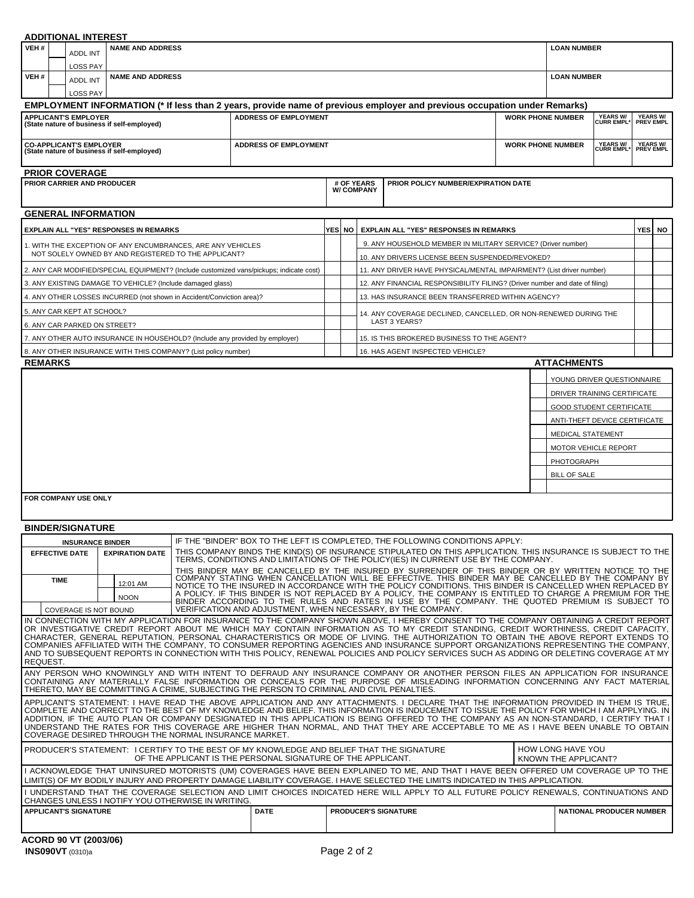## ADDITIONAL INTEREST

| VEH # | | | NAME AND ADDRESS | LOAN NUMBER |
|---|---|---|---|---|
| | | ADDL INT | | |
| | | LOSS PAY | | |
| VEH # | | ADDL INT | NAME AND ADDRESS | LOAN NUMBER |
| | | LOSS PAY | | |

## EMPLOYMENT INFORMATION (* If less than 2 years, provide name of previous employer and previous occupation under Remarks)

| APPLICANT'S EMPLOYER (State nature of business if self-employed) | ADDRESS OF EMPLOYMENT | WORK PHONE NUMBER | YEARS W/ CURR EMPL* | YEARS W/ PREV EMPL |
|---|---|---|---|---|
| | | | | |
| **CO-APPLICANT'S EMPLOYER (State nature of business if self-employed)** | **ADDRESS OF EMPLOYMENT** | **WORK PHONE NUMBER** | **YEARS W/ CURR EMPL*** | **YEARS W/ PREV EMPL** |
| | | | | |

## PRIOR COVERAGE

| PRIOR CARRIER AND PRODUCER | # OF YEARS W/ COMPANY | PRIOR POLICY NUMBER/EXPIRATION DATE |
|---|---|---|
| | | |

## GENERAL INFORMATION

| EXPLAIN ALL "YES" RESPONSES IN REMARKS | YES | NO | EXPLAIN ALL "YES" RESPONSES IN REMARKS | YES | NO |
|---|---|---|---|---|---|
| 1. WITH THE EXCEPTION OF ANY ENCUMBRANCES, ARE ANY VEHICLES NOT SOLELY OWNED BY AND REGISTERED TO THE APPLICANT? | | | 9. ANY HOUSEHOLD MEMBER IN MILITARY SERVICE? (Driver number) | | |
| | | | 10. ANY DRIVERS LICENSE BEEN SUSPENDED/REVOKED? | | |
| 2. ANY CAR MODIFIED/SPECIAL EQUIPMENT? (Include customized vans/pickups; indicate cost) | | | 11. ANY DRIVER HAVE PHYSICAL/MENTAL IMPAIRMENT? (List driver number) | | |
| 3. ANY EXISTING DAMAGE TO VEHICLE? (Include damaged glass) | | | 12. ANY FINANCIAL RESPONSIBILITY FILING? (Driver number and date of filing) | | |
| 4. ANY OTHER LOSSES INCURRED (not shown in Accident/Conviction area)? | | | 13. HAS INSURANCE BEEN TRANSFERRED WITHIN AGENCY? | | |
| 5. ANY CAR KEPT AT SCHOOL? | | | 14. ANY COVERAGE DECLINED, CANCELLED, OR NON-RENEWED DURING THE LAST 3 YEARS? | | |
| 6. ANY CAR PARKED ON STREET? | | | | | |
| 7. ANY OTHER AUTO INSURANCE IN HOUSEHOLD? (Include any provided by employer) | | | 15. IS THIS BROKERED BUSINESS TO THE AGENT? | | |
| 8. ANY OTHER INSURANCE WITH THIS COMPANY? (List policy number) | | | 16. HAS AGENT INSPECTED VEHICLE? | | |

## REMARKS

## ATTACHMENTS

| | |
|---|---|
| | YOUNG DRIVER QUESTIONNAIRE |
| | DRIVER TRAINING CERTIFICATE |
| | GOOD STUDENT CERTIFICATE |
| | ANTI-THEFT DEVICE CERTIFICATE |
| | MEDICAL STATEMENT |
| | MOTOR VEHICLE REPORT |
| | PHOTOGRAPH |
| | BILL OF SALE |
| | |

FOR COMPANY USE ONLY

## BINDER/SIGNATURE

| INSURANCE BINDER | | |
|---|---|---|
| EFFECTIVE DATE | EXPIRATION DATE | |
| | | |
| TIME | | 12:01 AM |
| | | NOON |
| | COVERAGE IS NOT BOUND | |

IF THE "BINDER" BOX TO THE LEFT IS COMPLETED, THE FOLLOWING CONDITIONS APPLY:

THIS COMPANY BINDS THE KIND(S) OF INSURANCE STIPULATED ON THIS APPLICATION. THIS INSURANCE IS SUBJECT TO THE TERMS, CONDITIONS AND LIMITATIONS OF THE POLICY(IES) IN CURRENT USE BY THE COMPANY.

THIS BINDER MAY BE CANCELLED BY THE INSURED BY SURRENDER OF THIS BINDER OR BY WRITTEN NOTICE TO THE COMPANY STATING WHEN CANCELLATION WILL BE EFFECTIVE. THIS BINDER MAY BE CANCELLED BY THE COMPANY BY NOTICE TO THE INSURED IN ACCORDANCE WITH THE POLICY CONDITIONS. THIS BINDER IS CANCELLED WHEN REPLACED BY A POLICY. IF THIS BINDER IS NOT REPLACED BY A POLICY, THE COMPANY IS ENTITLED TO CHARGE A PREMIUM FOR THE BINDER ACCORDING TO THE RULES AND RATES IN USE BY THE COMPANY. THE QUOTED PREMIUM IS SUBJECT TO VERIFICATION AND ADJUSTMENT, WHEN NECESSARY, BY THE COMPANY.

IN CONNECTION WITH MY APPLICATION FOR INSURANCE TO THE COMPANY SHOWN ABOVE, I HEREBY CONSENT TO THE COMPANY OBTAINING A CREDIT REPORT OR INVESTIGATIVE CREDIT REPORT ABOUT ME WHICH MAY CONTAIN INFORMATION AS TO MY CREDIT STANDING, CREDIT WORTHINESS, CREDIT CAPACITY, CHARACTER, GENERAL REPUTATION, PERSONAL CHARACTERISTICS OR MODE OF LIVING. THE AUTHORIZATION TO OBTAIN THE ABOVE REPORT EXTENDS TO COMPANIES AFFILIATED WITH THE COMPANY, TO CONSUMER REPORTING AGENCIES AND INSURANCE SUPPORT ORGANIZATIONS REPRESENTING THE COMPANY, AND TO SUBSEQUENT REPORTS IN CONNECTION WITH THIS POLICY, RENEWAL POLICIES AND POLICY SERVICES SUCH AS ADDING OR DELETING COVERAGE AT MY REQUEST.

ANY PERSON WHO KNOWINGLY AND WITH INTENT TO DEFRAUD ANY INSURANCE COMPANY OR ANOTHER PERSON FILES AN APPLICATION FOR INSURANCE CONTAINING ANY MATERIALLY FALSE INFORMATION OR CONCEALS FOR THE PURPOSE OF MISLEADING INFORMATION CONCERNING ANY FACT MATERIAL THERETO, MAY BE COMMITTING A CRIME, SUBJECTING THE PERSON TO CRIMINAL AND CIVIL PENALTIES.

APPLICANT'S STATEMENT: I HAVE READ THE ABOVE APPLICATION AND ANY ATTACHMENTS. I DECLARE THAT THE INFORMATION PROVIDED IN THEM IS TRUE, COMPLETE AND CORRECT TO THE BEST OF MY KNOWLEDGE AND BELIEF. THIS INFORMATION IS INDUCEMENT TO ISSUE THE POLICY FOR WHICH I AM APPLYING. IN ADDITION, IF THE AUTO PLAN OR COMPANY DESIGNATED IN THIS APPLICATION IS BEING OFFERED TO THE COMPANY AS AN NON-STANDARD, I CERTIFY THAT I UNDERSTAND THE RATES FOR THIS COVERAGE ARE HIGHER THAN NORMAL, AND THAT THEY ARE ACCEPTABLE TO ME AS I HAVE BEEN UNABLE TO OBTAIN COVERAGE DESIRED THROUGH THE NORMAL INSURANCE MARKET.

| PRODUCER'S STATEMENT: I CERTIFY TO THE BEST OF MY KNOWLEDGE AND BELIEF THAT THE SIGNATURE OF THE APPLICANT IS THE PERSONAL SIGNATURE OF THE APPLICANT. | HOW LONG HAVE YOU KNOWN THE APPLICANT? |
|---|---|

I ACKNOWLEDGE THAT UNINSURED MOTORISTS (UM) COVERAGES HAVE BEEN EXPLAINED TO ME, AND THAT I HAVE BEEN OFFERED UM COVERAGE UP TO THE LIMIT(S) OF MY BODILY INJURY AND PROPERTY DAMAGE LIABILITY COVERAGE. I HAVE SELECTED THE LIMITS INDICATED IN THIS APPLICATION.

I UNDERSTAND THAT THE COVERAGE SELECTION AND LIMIT CHOICES INDICATED HERE WILL APPLY TO ALL FUTURE POLICY RENEWALS, CONTINUATIONS AND CHANGES UNLESS I NOTIFY YOU OTHERWISE IN WRITING.

| APPLICANT'S SIGNATURE | DATE | PRODUCER'S SIGNATURE | NATIONAL PRODUCER NUMBER |
|---|---|---|---|
| | | | |

**ACORD 90 VT (2003/06)**

**INS090VT** (0310)a